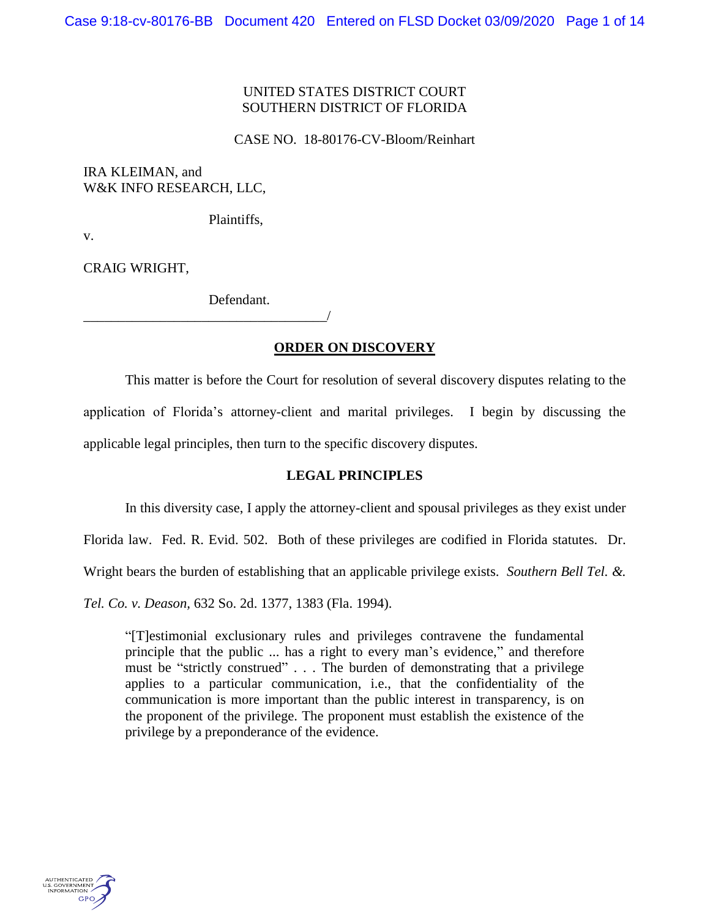UNITED STATES DISTRICT COURT
SOUTHERN DISTRICT OF FLORIDA

CASE NO. 18-80176-CV-Bloom/Reinhart

IRA KLEIMAN, and
W&K INFO RESEARCH, LLC,

Plaintiffs,

v.

CRAIG WRIGHT,

Defendant.
_____________________________________/

## ORDER ON DISCOVERY

This matter is before the Court for resolution of several discovery disputes relating to the application of Florida's attorney-client and marital privileges. I begin by discussing the applicable legal principles, then turn to the specific discovery disputes.

### LEGAL PRINCIPLES

In this diversity case, I apply the attorney-client and spousal privileges as they exist under Florida law. Fed. R. Evid. 502. Both of these privileges are codified in Florida statutes. Dr. Wright bears the burden of establishing that an applicable privilege exists. *Southern Bell Tel. & Tel. Co. v. Deason*, 632 So. 2d. 1377, 1383 (Fla. 1994).

> "[T]estimonial exclusionary rules and privileges contravene the fundamental principle that the public ... has a right to every man's evidence," and therefore must be "strictly construed" . . . The burden of demonstrating that a privilege applies to a particular communication, i.e., that the confidentiality of the communication is more important than the public interest in transparency, is on the proponent of the privilege. The proponent must establish the existence of the privilege by a preponderance of the evidence.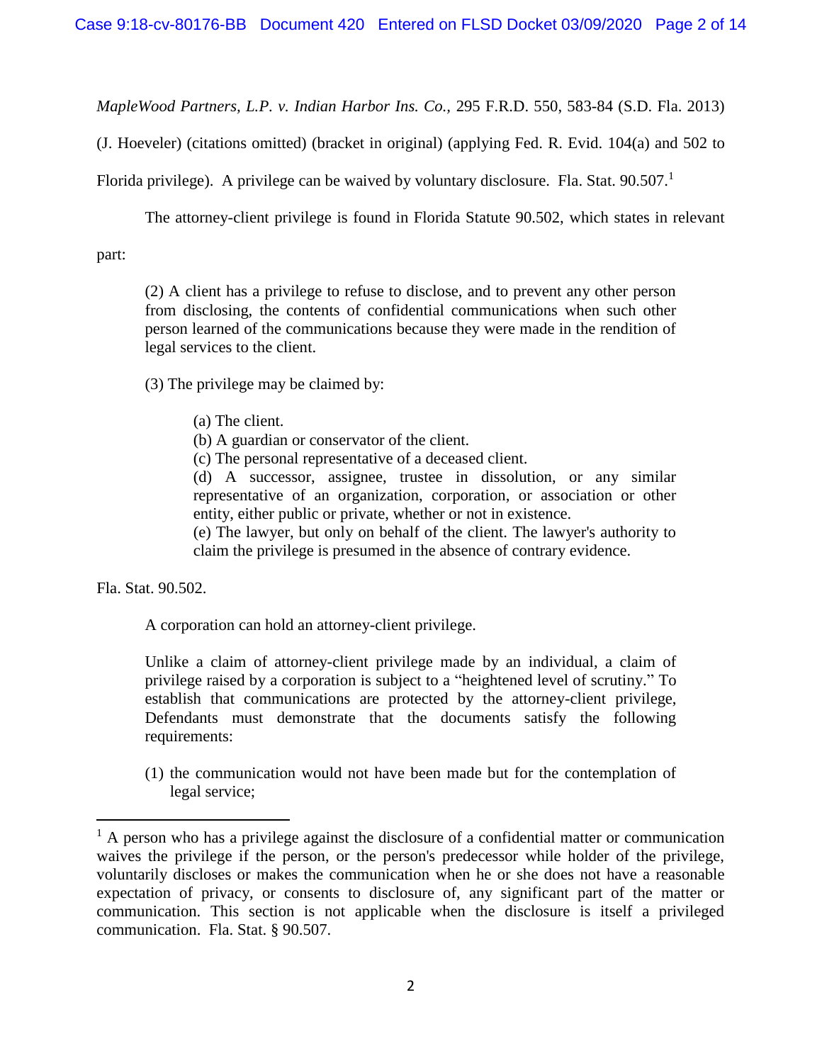*MapleWood Partners, L.P. v. Indian Harbor Ins. Co.*, 295 F.R.D. 550, 583-84 (S.D. Fla. 2013) (J. Hoeveler) (citations omitted) (bracket in original) (applying Fed. R. Evid. 104(a) and 502 to Florida privilege). A privilege can be waived by voluntary disclosure. Fla. Stat. 90.507.[1]

The attorney-client privilege is found in Florida Statute 90.502, which states in relevant part:

> (2) A client has a privilege to refuse to disclose, and to prevent any other person from disclosing, the contents of confidential communications when such other person learned of the communications because they were made in the rendition of legal services to the client.
>
> (3) The privilege may be claimed by:
>
> (a) The client.
> (b) A guardian or conservator of the client.
> (c) The personal representative of a deceased client.
> (d) A successor, assignee, trustee in dissolution, or any similar representative of an organization, corporation, or association or other entity, either public or private, whether or not in existence.
> (e) The lawyer, but only on behalf of the client. The lawyer's authority to claim the privilege is presumed in the absence of contrary evidence.

Fla. Stat. 90.502.

A corporation can hold an attorney-client privilege.

> Unlike a claim of attorney-client privilege made by an individual, a claim of privilege raised by a corporation is subject to a "heightened level of scrutiny." To establish that communications are protected by the attorney-client privilege, Defendants must demonstrate that the documents satisfy the following requirements:
>
> (1) the communication would not have been made but for the contemplation of legal service;

---

[1] A person who has a privilege against the disclosure of a confidential matter or communication waives the privilege if the person, or the person's predecessor while holder of the privilege, voluntarily discloses or makes the communication when he or she does not have a reasonable expectation of privacy, or consents to disclosure of, any significant part of the matter or communication. This section is not applicable when the disclosure is itself a privileged communication. Fla. Stat. § 90.507.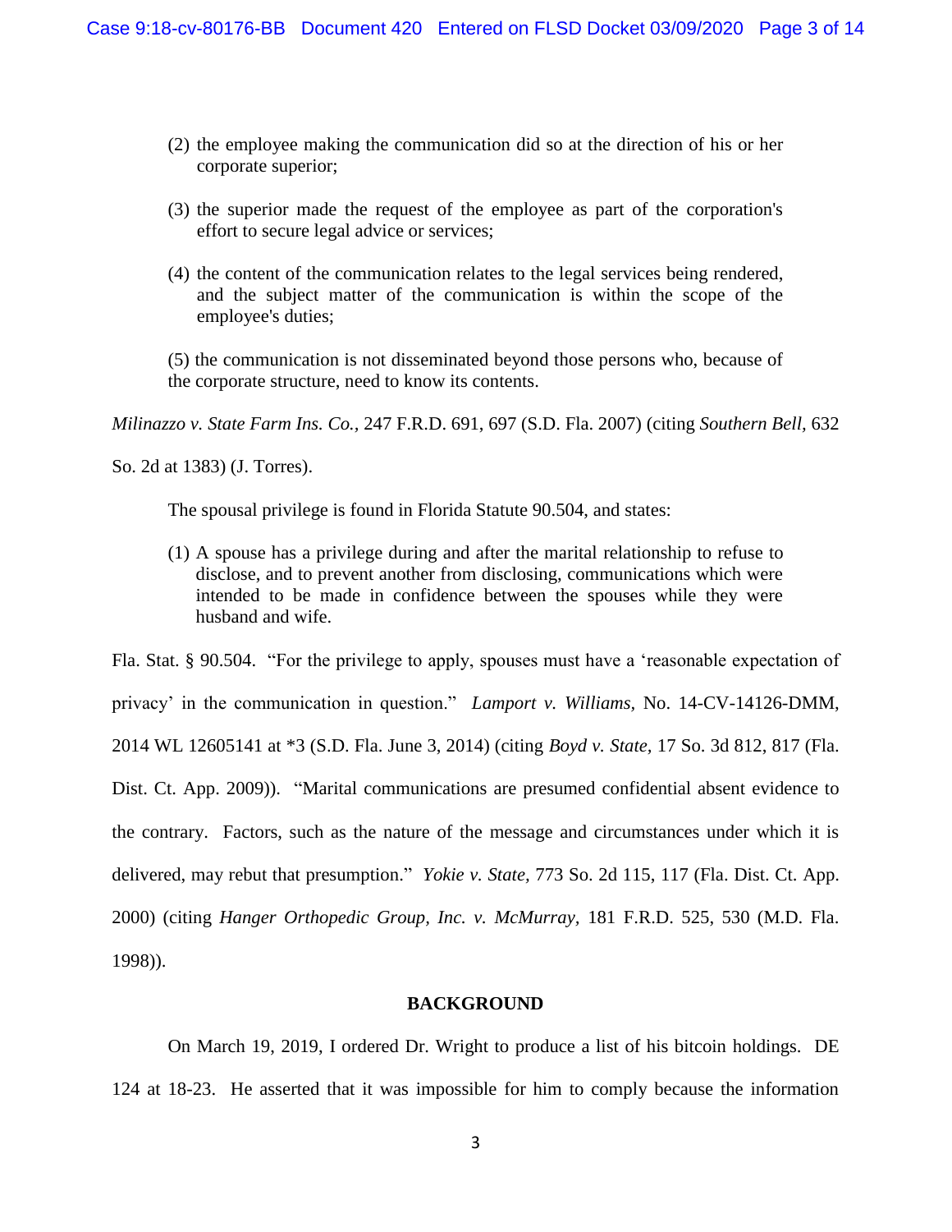(2) the employee making the communication did so at the direction of his or her corporate superior;

(3) the superior made the request of the employee as part of the corporation's effort to secure legal advice or services;

(4) the content of the communication relates to the legal services being rendered, and the subject matter of the communication is within the scope of the employee's duties;

(5) the communication is not disseminated beyond those persons who, because of the corporate structure, need to know its contents.

*Milinazzo v. State Farm Ins. Co.*, 247 F.R.D. 691, 697 (S.D. Fla. 2007) (citing *Southern Bell*, 632 So. 2d at 1383) (J. Torres).

The spousal privilege is found in Florida Statute 90.504, and states:

(1) A spouse has a privilege during and after the marital relationship to refuse to disclose, and to prevent another from disclosing, communications which were intended to be made in confidence between the spouses while they were husband and wife.

Fla. Stat. § 90.504. "For the privilege to apply, spouses must have a 'reasonable expectation of privacy' in the communication in question." *Lamport v. Williams*, No. 14-CV-14126-DMM, 2014 WL 12605141 at *3 (S.D. Fla. June 3, 2014) (citing *Boyd v. State*, 17 So. 3d 812, 817 (Fla. Dist. Ct. App. 2009)). "Marital communications are presumed confidential absent evidence to the contrary. Factors, such as the nature of the message and circumstances under which it is delivered, may rebut that presumption." *Yokie v. State*, 773 So. 2d 115, 117 (Fla. Dist. Ct. App. 2000) (citing *Hanger Orthopedic Group, Inc. v. McMurray*, 181 F.R.D. 525, 530 (M.D. Fla. 1998)).

## BACKGROUND

On March 19, 2019, I ordered Dr. Wright to produce a list of his bitcoin holdings. DE 124 at 18-23. He asserted that it was impossible for him to comply because the information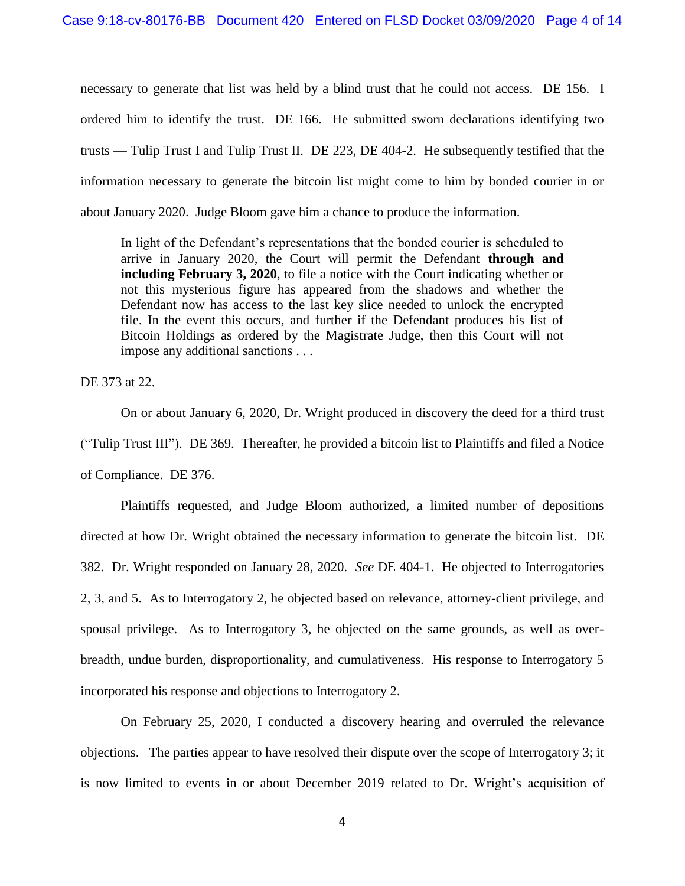necessary to generate that list was held by a blind trust that he could not access. DE 156. I ordered him to identify the trust. DE 166. He submitted sworn declarations identifying two trusts — Tulip Trust I and Tulip Trust II. DE 223, DE 404-2. He subsequently testified that the information necessary to generate the bitcoin list might come to him by bonded courier in or about January 2020. Judge Bloom gave him a chance to produce the information.

> In light of the Defendant's representations that the bonded courier is scheduled to arrive in January 2020, the Court will permit the Defendant **through and including February 3, 2020**, to file a notice with the Court indicating whether or not this mysterious figure has appeared from the shadows and whether the Defendant now has access to the last key slice needed to unlock the encrypted file. In the event this occurs, and further if the Defendant produces his list of Bitcoin Holdings as ordered by the Magistrate Judge, then this Court will not impose any additional sanctions . . .

DE 373 at 22.

On or about January 6, 2020, Dr. Wright produced in discovery the deed for a third trust ("Tulip Trust III"). DE 369. Thereafter, he provided a bitcoin list to Plaintiffs and filed a Notice of Compliance. DE 376.

Plaintiffs requested, and Judge Bloom authorized, a limited number of depositions directed at how Dr. Wright obtained the necessary information to generate the bitcoin list. DE 382. Dr. Wright responded on January 28, 2020. *See* DE 404-1. He objected to Interrogatories 2, 3, and 5. As to Interrogatory 2, he objected based on relevance, attorney-client privilege, and spousal privilege. As to Interrogatory 3, he objected on the same grounds, as well as over-breadth, undue burden, disproportionality, and cumulativeness. His response to Interrogatory 5 incorporated his response and objections to Interrogatory 2.

On February 25, 2020, I conducted a discovery hearing and overruled the relevance objections. The parties appear to have resolved their dispute over the scope of Interrogatory 3; it is now limited to events in or about December 2019 related to Dr. Wright's acquisition of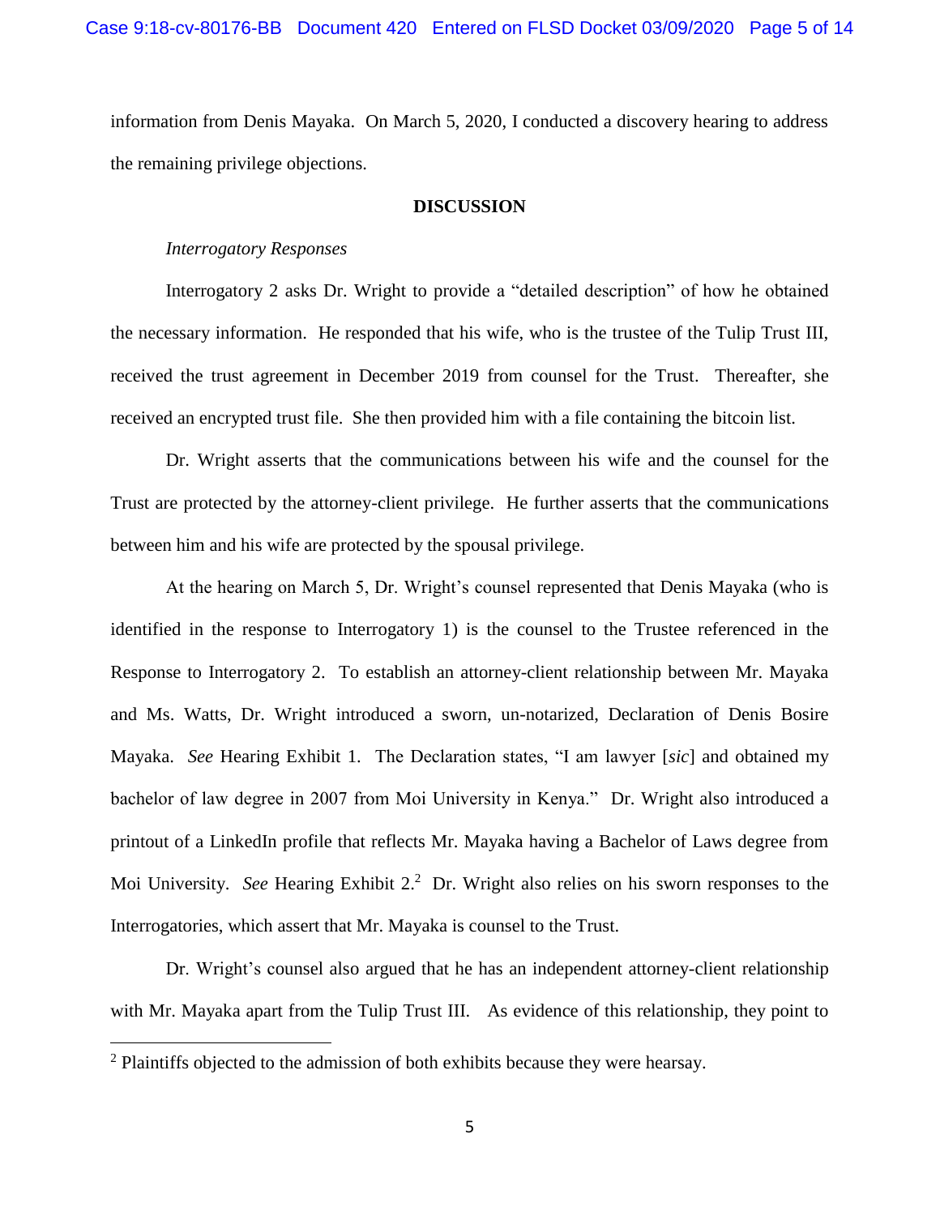information from Denis Mayaka. On March 5, 2020, I conducted a discovery hearing to address the remaining privilege objections.

## DISCUSSION

*Interrogatory Responses*

Interrogatory 2 asks Dr. Wright to provide a "detailed description" of how he obtained the necessary information. He responded that his wife, who is the trustee of the Tulip Trust III, received the trust agreement in December 2019 from counsel for the Trust. Thereafter, she received an encrypted trust file. She then provided him with a file containing the bitcoin list.

Dr. Wright asserts that the communications between his wife and the counsel for the Trust are protected by the attorney-client privilege. He further asserts that the communications between him and his wife are protected by the spousal privilege.

At the hearing on March 5, Dr. Wright's counsel represented that Denis Mayaka (who is identified in the response to Interrogatory 1) is the counsel to the Trustee referenced in the Response to Interrogatory 2. To establish an attorney-client relationship between Mr. Mayaka and Ms. Watts, Dr. Wright introduced a sworn, un-notarized, Declaration of Denis Bosire Mayaka. *See* Hearing Exhibit 1. The Declaration states, "I am lawyer [*sic*] and obtained my bachelor of law degree in 2007 from Moi University in Kenya." Dr. Wright also introduced a printout of a LinkedIn profile that reflects Mr. Mayaka having a Bachelor of Laws degree from Moi University. *See* Hearing Exhibit 2.[2] Dr. Wright also relies on his sworn responses to the Interrogatories, which assert that Mr. Mayaka is counsel to the Trust.

Dr. Wright's counsel also argued that he has an independent attorney-client relationship with Mr. Mayaka apart from the Tulip Trust III. As evidence of this relationship, they point to

[2] Plaintiffs objected to the admission of both exhibits because they were hearsay.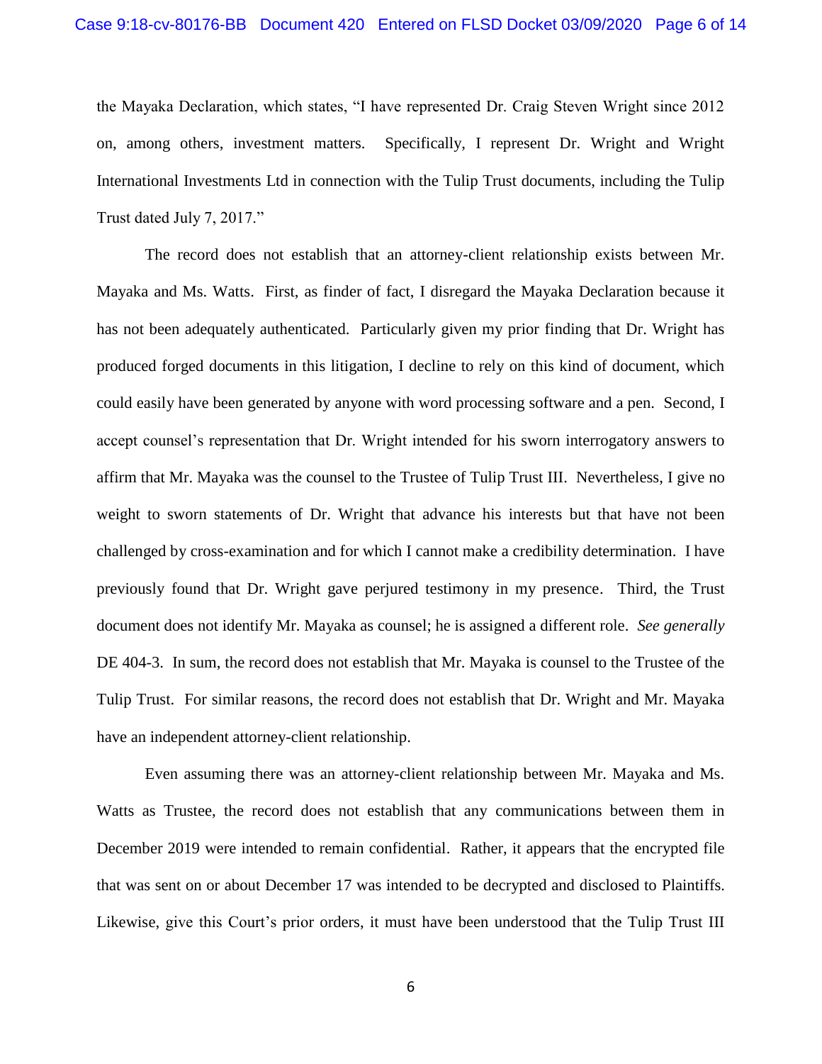the Mayaka Declaration, which states, "I have represented Dr. Craig Steven Wright since 2012 on, among others, investment matters. Specifically, I represent Dr. Wright and Wright International Investments Ltd in connection with the Tulip Trust documents, including the Tulip Trust dated July 7, 2017."

The record does not establish that an attorney-client relationship exists between Mr. Mayaka and Ms. Watts. First, as finder of fact, I disregard the Mayaka Declaration because it has not been adequately authenticated. Particularly given my prior finding that Dr. Wright has produced forged documents in this litigation, I decline to rely on this kind of document, which could easily have been generated by anyone with word processing software and a pen. Second, I accept counsel's representation that Dr. Wright intended for his sworn interrogatory answers to affirm that Mr. Mayaka was the counsel to the Trustee of Tulip Trust III. Nevertheless, I give no weight to sworn statements of Dr. Wright that advance his interests but that have not been challenged by cross-examination and for which I cannot make a credibility determination. I have previously found that Dr. Wright gave perjured testimony in my presence. Third, the Trust document does not identify Mr. Mayaka as counsel; he is assigned a different role. *See generally* DE 404-3. In sum, the record does not establish that Mr. Mayaka is counsel to the Trustee of the Tulip Trust. For similar reasons, the record does not establish that Dr. Wright and Mr. Mayaka have an independent attorney-client relationship.

Even assuming there was an attorney-client relationship between Mr. Mayaka and Ms. Watts as Trustee, the record does not establish that any communications between them in December 2019 were intended to remain confidential. Rather, it appears that the encrypted file that was sent on or about December 17 was intended to be decrypted and disclosed to Plaintiffs. Likewise, give this Court's prior orders, it must have been understood that the Tulip Trust III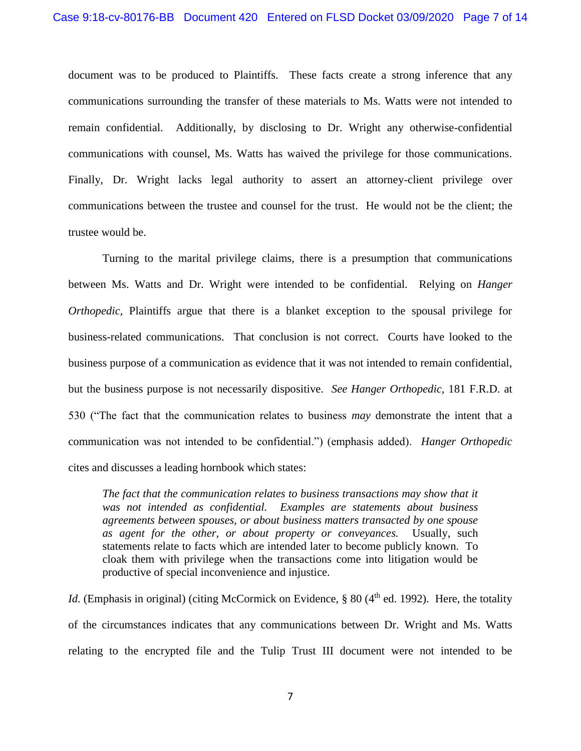document was to be produced to Plaintiffs. These facts create a strong inference that any communications surrounding the transfer of these materials to Ms. Watts were not intended to remain confidential. Additionally, by disclosing to Dr. Wright any otherwise-confidential communications with counsel, Ms. Watts has waived the privilege for those communications. Finally, Dr. Wright lacks legal authority to assert an attorney-client privilege over communications between the trustee and counsel for the trust. He would not be the client; the trustee would be.

Turning to the marital privilege claims, there is a presumption that communications between Ms. Watts and Dr. Wright were intended to be confidential. Relying on *Hanger Orthopedic*, Plaintiffs argue that there is a blanket exception to the spousal privilege for business-related communications. That conclusion is not correct. Courts have looked to the business purpose of a communication as evidence that it was not intended to remain confidential, but the business purpose is not necessarily dispositive. *See Hanger Orthopedic*, 181 F.R.D. at 530 ("The fact that the communication relates to business *may* demonstrate the intent that a communication was not intended to be confidential.") (emphasis added). *Hanger Orthopedic* cites and discusses a leading hornbook which states:

> *The fact that the communication relates to business transactions may show that it was not intended as confidential. Examples are statements about business agreements between spouses, or about business matters transacted by one spouse as agent for the other, or about property or conveyances.* Usually, such statements relate to facts which are intended later to become publicly known. To cloak them with privilege when the transactions come into litigation would be productive of special inconvenience and injustice.

*Id.* (Emphasis in original) (citing McCormick on Evidence, § 80 (4th ed. 1992). Here, the totality of the circumstances indicates that any communications between Dr. Wright and Ms. Watts relating to the encrypted file and the Tulip Trust III document were not intended to be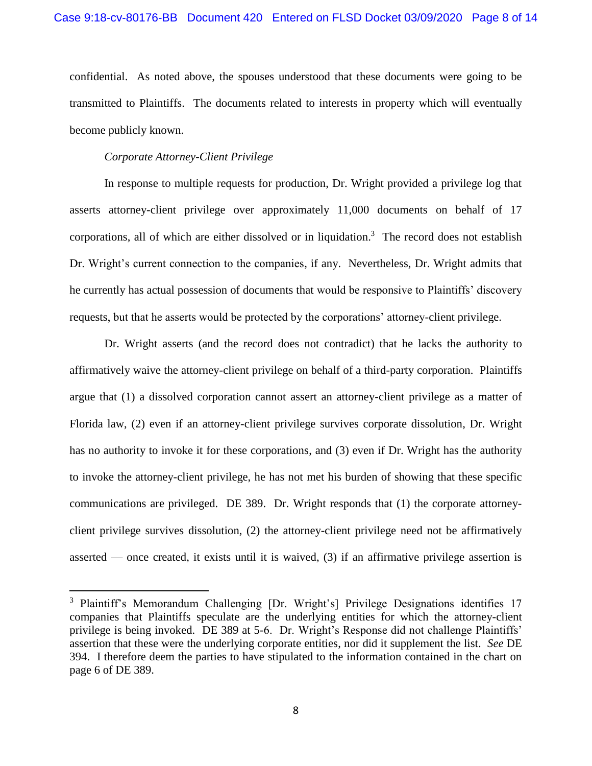confidential. As noted above, the spouses understood that these documents were going to be transmitted to Plaintiffs. The documents related to interests in property which will eventually become publicly known.

*Corporate Attorney-Client Privilege*

In response to multiple requests for production, Dr. Wright provided a privilege log that asserts attorney-client privilege over approximately 11,000 documents on behalf of 17 corporations, all of which are either dissolved or in liquidation.[3] The record does not establish Dr. Wright's current connection to the companies, if any. Nevertheless, Dr. Wright admits that he currently has actual possession of documents that would be responsive to Plaintiffs' discovery requests, but that he asserts would be protected by the corporations' attorney-client privilege.

Dr. Wright asserts (and the record does not contradict) that he lacks the authority to affirmatively waive the attorney-client privilege on behalf of a third-party corporation. Plaintiffs argue that (1) a dissolved corporation cannot assert an attorney-client privilege as a matter of Florida law, (2) even if an attorney-client privilege survives corporate dissolution, Dr. Wright has no authority to invoke it for these corporations, and (3) even if Dr. Wright has the authority to invoke the attorney-client privilege, he has not met his burden of showing that these specific communications are privileged. DE 389. Dr. Wright responds that (1) the corporate attorney-client privilege survives dissolution, (2) the attorney-client privilege need not be affirmatively asserted — once created, it exists until it is waived, (3) if an affirmative privilege assertion is

[3] Plaintiff's Memorandum Challenging [Dr. Wright's] Privilege Designations identifies 17 companies that Plaintiffs speculate are the underlying entities for which the attorney-client privilege is being invoked. DE 389 at 5-6. Dr. Wright's Response did not challenge Plaintiffs' assertion that these were the underlying corporate entities, nor did it supplement the list. *See* DE 394. I therefore deem the parties to have stipulated to the information contained in the chart on page 6 of DE 389.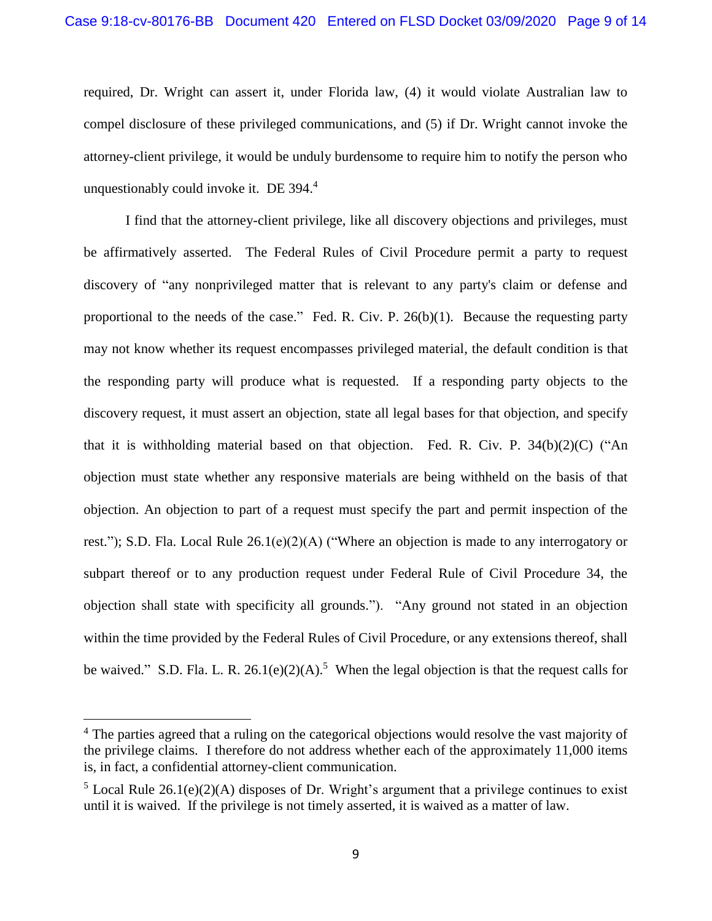required, Dr. Wright can assert it, under Florida law, (4) it would violate Australian law to compel disclosure of these privileged communications, and (5) if Dr. Wright cannot invoke the attorney-client privilege, it would be unduly burdensome to require him to notify the person who unquestionably could invoke it. DE 394.[4]

I find that the attorney-client privilege, like all discovery objections and privileges, must be affirmatively asserted. The Federal Rules of Civil Procedure permit a party to request discovery of "any nonprivileged matter that is relevant to any party's claim or defense and proportional to the needs of the case." Fed. R. Civ. P. 26(b)(1). Because the requesting party may not know whether its request encompasses privileged material, the default condition is that the responding party will produce what is requested. If a responding party objects to the discovery request, it must assert an objection, state all legal bases for that objection, and specify that it is withholding material based on that objection. Fed. R. Civ. P. 34(b)(2)(C) ("An objection must state whether any responsive materials are being withheld on the basis of that objection. An objection to part of a request must specify the part and permit inspection of the rest."); S.D. Fla. Local Rule 26.1(e)(2)(A) ("Where an objection is made to any interrogatory or subpart thereof or to any production request under Federal Rule of Civil Procedure 34, the objection shall state with specificity all grounds."). "Any ground not stated in an objection within the time provided by the Federal Rules of Civil Procedure, or any extensions thereof, shall be waived." S.D. Fla. L. R. 26.1(e)(2)(A).[5] When the legal objection is that the request calls for

---

[4] The parties agreed that a ruling on the categorical objections would resolve the vast majority of the privilege claims. I therefore do not address whether each of the approximately 11,000 items is, in fact, a confidential attorney-client communication.

[5] Local Rule 26.1(e)(2)(A) disposes of Dr. Wright's argument that a privilege continues to exist until it is waived. If the privilege is not timely asserted, it is waived as a matter of law.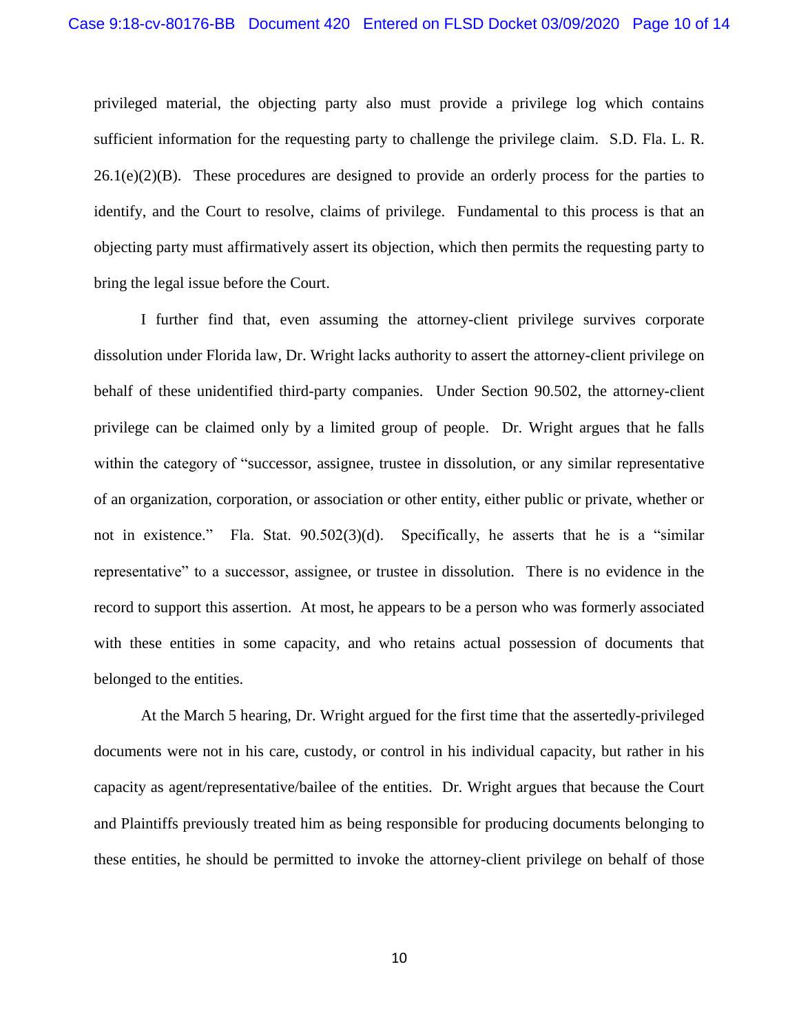privileged material, the objecting party also must provide a privilege log which contains sufficient information for the requesting party to challenge the privilege claim. S.D. Fla. L. R. 26.1(e)(2)(B). These procedures are designed to provide an orderly process for the parties to identify, and the Court to resolve, claims of privilege. Fundamental to this process is that an objecting party must affirmatively assert its objection, which then permits the requesting party to bring the legal issue before the Court.

I further find that, even assuming the attorney-client privilege survives corporate dissolution under Florida law, Dr. Wright lacks authority to assert the attorney-client privilege on behalf of these unidentified third-party companies. Under Section 90.502, the attorney-client privilege can be claimed only by a limited group of people. Dr. Wright argues that he falls within the category of "successor, assignee, trustee in dissolution, or any similar representative of an organization, corporation, or association or other entity, either public or private, whether or not in existence." Fla. Stat. 90.502(3)(d). Specifically, he asserts that he is a "similar representative" to a successor, assignee, or trustee in dissolution. There is no evidence in the record to support this assertion. At most, he appears to be a person who was formerly associated with these entities in some capacity, and who retains actual possession of documents that belonged to the entities.

At the March 5 hearing, Dr. Wright argued for the first time that the assertedly-privileged documents were not in his care, custody, or control in his individual capacity, but rather in his capacity as agent/representative/bailee of the entities. Dr. Wright argues that because the Court and Plaintiffs previously treated him as being responsible for producing documents belonging to these entities, he should be permitted to invoke the attorney-client privilege on behalf of those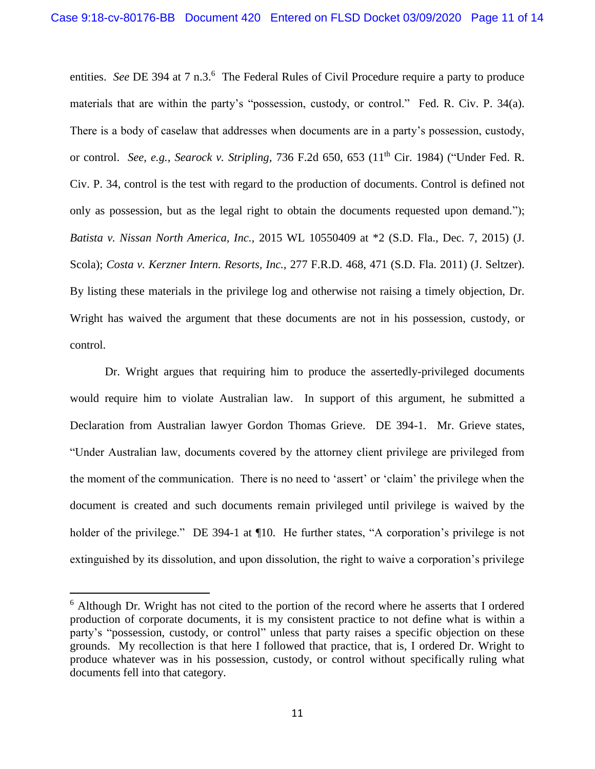entities. *See* DE 394 at 7 n.3.[6] The Federal Rules of Civil Procedure require a party to produce materials that are within the party's "possession, custody, or control." Fed. R. Civ. P. 34(a). There is a body of caselaw that addresses when documents are in a party's possession, custody, or control. *See, e.g., Searock v. Stripling*, 736 F.2d 650, 653 (11th Cir. 1984) ("Under Fed. R. Civ. P. 34, control is the test with regard to the production of documents. Control is defined not only as possession, but as the legal right to obtain the documents requested upon demand."); *Batista v. Nissan North America, Inc.*, 2015 WL 10550409 at *2 (S.D. Fla., Dec. 7, 2015) (J. Scola); *Costa v. Kerzner Intern. Resorts, Inc.*, 277 F.R.D. 468, 471 (S.D. Fla. 2011) (J. Seltzer). By listing these materials in the privilege log and otherwise not raising a timely objection, Dr. Wright has waived the argument that these documents are not in his possession, custody, or control.

Dr. Wright argues that requiring him to produce the assertedly-privileged documents would require him to violate Australian law. In support of this argument, he submitted a Declaration from Australian lawyer Gordon Thomas Grieve. DE 394-1. Mr. Grieve states, "Under Australian law, documents covered by the attorney client privilege are privileged from the moment of the communication. There is no need to 'assert' or 'claim' the privilege when the document is created and such documents remain privileged until privilege is waived by the holder of the privilege." DE 394-1 at ¶10. He further states, "A corporation's privilege is not extinguished by its dissolution, and upon dissolution, the right to waive a corporation's privilege

[6] Although Dr. Wright has not cited to the portion of the record where he asserts that I ordered production of corporate documents, it is my consistent practice to not define what is within a party's "possession, custody, or control" unless that party raises a specific objection on these grounds. My recollection is that here I followed that practice, that is, I ordered Dr. Wright to produce whatever was in his possession, custody, or control without specifically ruling what documents fell into that category.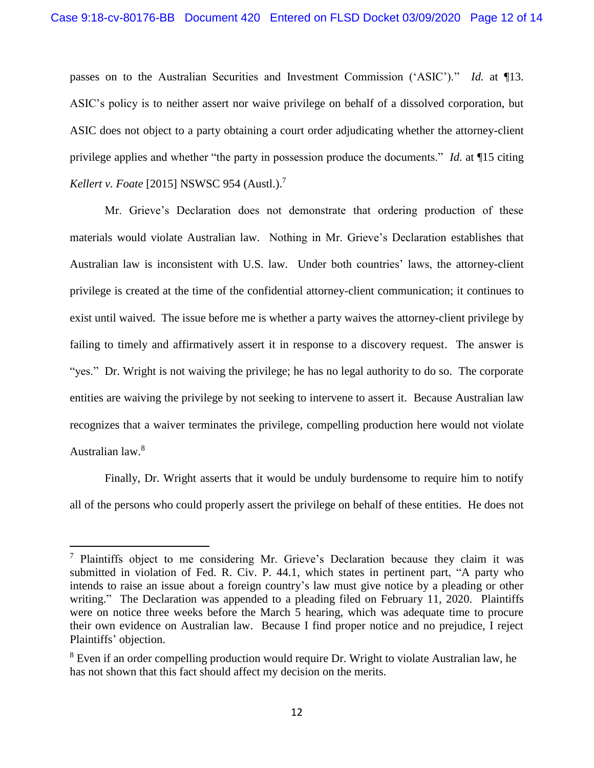passes on to the Australian Securities and Investment Commission ('ASIC')." *Id.* at ¶13. ASIC's policy is to neither assert nor waive privilege on behalf of a dissolved corporation, but ASIC does not object to a party obtaining a court order adjudicating whether the attorney-client privilege applies and whether "the party in possession produce the documents." *Id.* at ¶15 citing *Kellert v. Foate* [2015] NSWSC 954 (Austl.).[7]

Mr. Grieve's Declaration does not demonstrate that ordering production of these materials would violate Australian law. Nothing in Mr. Grieve's Declaration establishes that Australian law is inconsistent with U.S. law. Under both countries' laws, the attorney-client privilege is created at the time of the confidential attorney-client communication; it continues to exist until waived. The issue before me is whether a party waives the attorney-client privilege by failing to timely and affirmatively assert it in response to a discovery request. The answer is "yes." Dr. Wright is not waiving the privilege; he has no legal authority to do so. The corporate entities are waiving the privilege by not seeking to intervene to assert it. Because Australian law recognizes that a waiver terminates the privilege, compelling production here would not violate Australian law.[8]

Finally, Dr. Wright asserts that it would be unduly burdensome to require him to notify all of the persons who could properly assert the privilege on behalf of these entities. He does not

---

[7] Plaintiffs object to me considering Mr. Grieve's Declaration because they claim it was submitted in violation of Fed. R. Civ. P. 44.1, which states in pertinent part, "A party who intends to raise an issue about a foreign country's law must give notice by a pleading or other writing." The Declaration was appended to a pleading filed on February 11, 2020. Plaintiffs were on notice three weeks before the March 5 hearing, which was adequate time to procure their own evidence on Australian law. Because I find proper notice and no prejudice, I reject Plaintiffs' objection.

[8] Even if an order compelling production would require Dr. Wright to violate Australian law, he has not shown that this fact should affect my decision on the merits.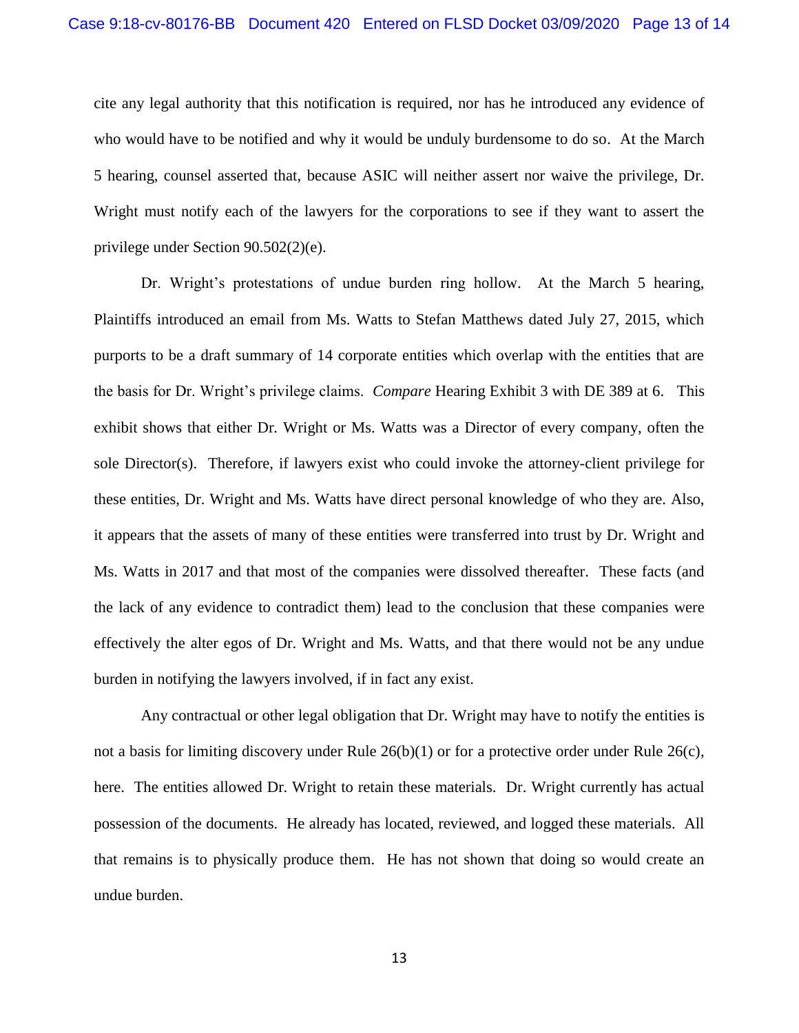cite any legal authority that this notification is required, nor has he introduced any evidence of who would have to be notified and why it would be unduly burdensome to do so. At the March 5 hearing, counsel asserted that, because ASIC will neither assert nor waive the privilege, Dr. Wright must notify each of the lawyers for the corporations to see if they want to assert the privilege under Section 90.502(2)(e).

Dr. Wright's protestations of undue burden ring hollow. At the March 5 hearing, Plaintiffs introduced an email from Ms. Watts to Stefan Matthews dated July 27, 2015, which purports to be a draft summary of 14 corporate entities which overlap with the entities that are the basis for Dr. Wright's privilege claims. *Compare* Hearing Exhibit 3 with DE 389 at 6. This exhibit shows that either Dr. Wright or Ms. Watts was a Director of every company, often the sole Director(s). Therefore, if lawyers exist who could invoke the attorney-client privilege for these entities, Dr. Wright and Ms. Watts have direct personal knowledge of who they are. Also, it appears that the assets of many of these entities were transferred into trust by Dr. Wright and Ms. Watts in 2017 and that most of the companies were dissolved thereafter. These facts (and the lack of any evidence to contradict them) lead to the conclusion that these companies were effectively the alter egos of Dr. Wright and Ms. Watts, and that there would not be any undue burden in notifying the lawyers involved, if in fact any exist.

Any contractual or other legal obligation that Dr. Wright may have to notify the entities is not a basis for limiting discovery under Rule 26(b)(1) or for a protective order under Rule 26(c), here. The entities allowed Dr. Wright to retain these materials. Dr. Wright currently has actual possession of the documents. He already has located, reviewed, and logged these materials. All that remains is to physically produce them. He has not shown that doing so would create an undue burden.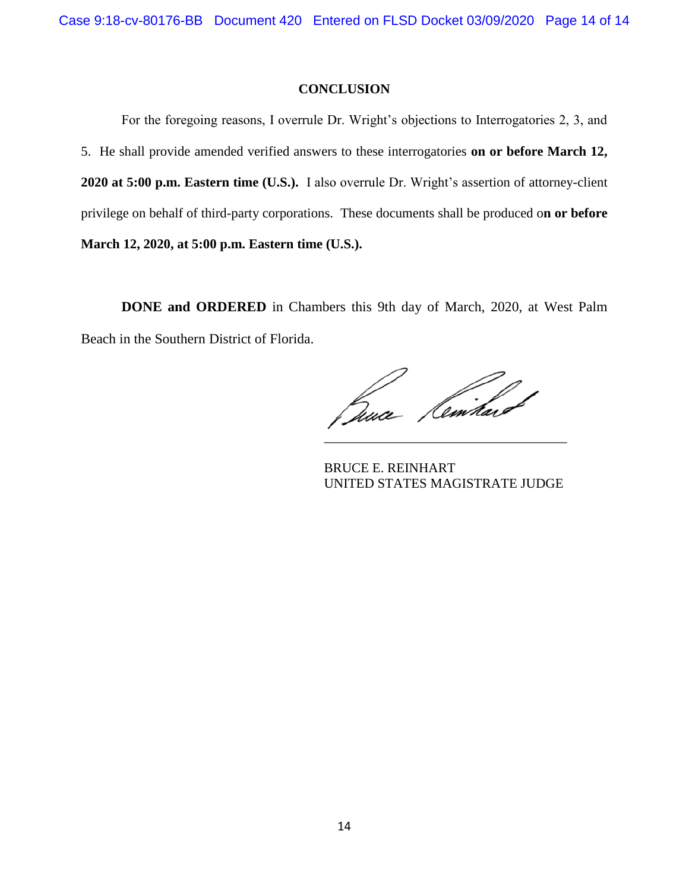## CONCLUSION

For the foregoing reasons, I overrule Dr. Wright's objections to Interrogatories 2, 3, and 5. He shall provide amended verified answers to these interrogatories **on or before March 12, 2020 at 5:00 p.m. Eastern time (U.S.).** I also overrule Dr. Wright's assertion of attorney-client privilege on behalf of third-party corporations. These documents shall be produced o**n or before March 12, 2020, at 5:00 p.m. Eastern time (U.S.).**

**DONE and ORDERED** in Chambers this 9th day of March, 2020, at West Palm Beach in the Southern District of Florida.

BRUCE E. REINHART
UNITED STATES MAGISTRATE JUDGE